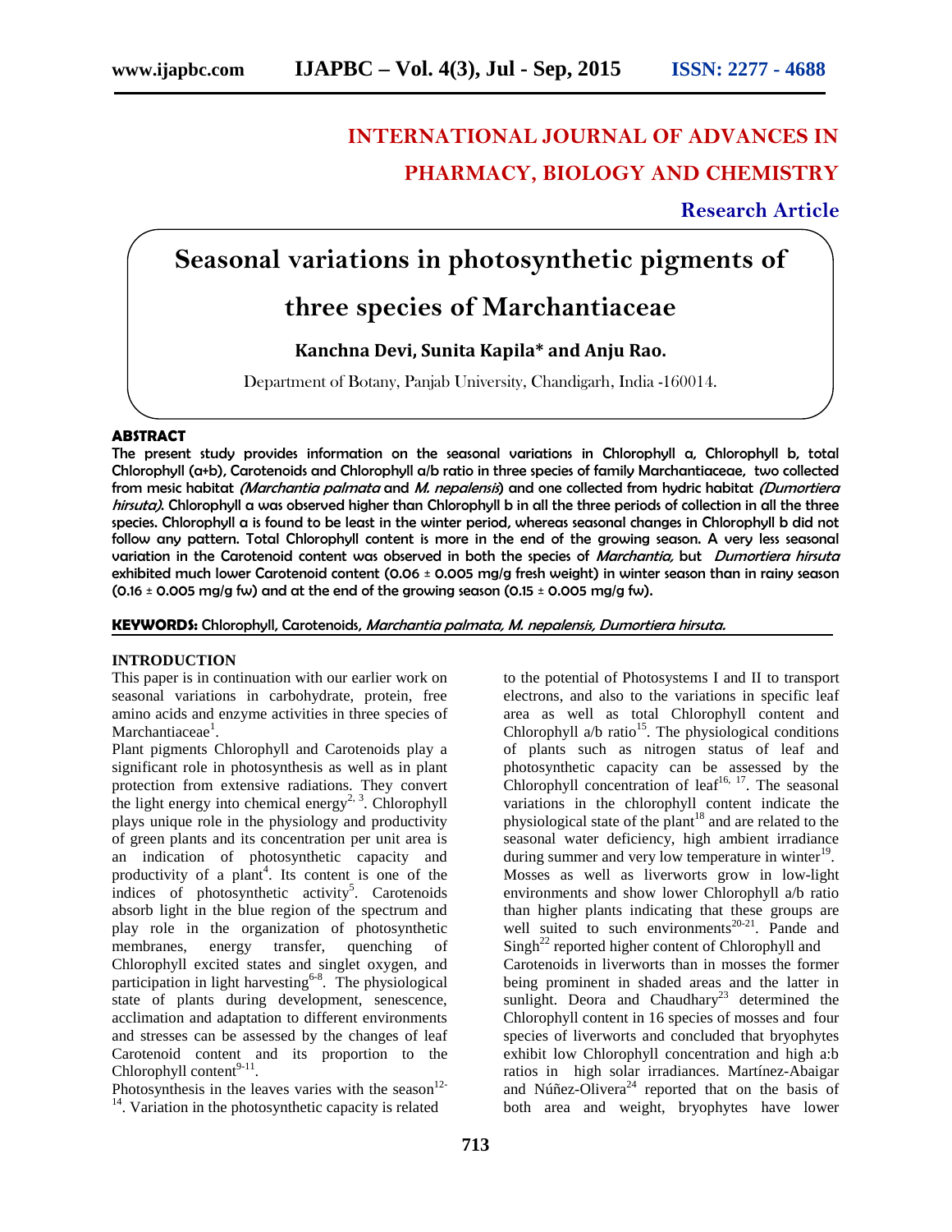# INTERNATIONAL JOURNAL OF ADVANCES IN PHARMACY, BIOLOGY AND CHEMISTRY

**Research Article**

# Seasonal variations in photosynthetic pigments of three species of Marchantiaceae

**Kanchna Devi, Sunita Kapila\* and Anju Rao.**

Department of Botany, Panjab University, Chandigarh, India -160014.

## ABSTRACT

**The present study provides information on the seasonal variations in Chlorophyll a, Chlorophyll b, total Chlorophyll (a+b), Carotenoids and Chlorophyll a/b ratio in three species of family Marchantiaceae, two collected from mesic habitat *(Marchantia palmata* and *M. nepalensis*) and one collected from hydric habitat *(Dumortiera hirsuta)*. Chlorophyll a was observed higher than Chlorophyll b in all the three periods of collection in all the three species. Chlorophyll a is found to be least in the winter period, whereas seasonal changes in Chlorophyll b did not follow any pattern. Total Chlorophyll content is more in the end of the growing season. A very less seasonal variation in the Carotenoid content was observed in both the species of *Marchantia,* but *Dumortiera hirsuta* exhibited much lower Carotenoid content (0.06 ± 0.005 mg/g fresh weight) in winter season than in rainy season (0.16 ± 0.005 mg/g fw) and at the end of the growing season (0.15 ± 0.005 mg/g fw).**

**KEYWORDS:** Chlorophyll, Carotenoids, *Marchantia palmata, M. nepalensis, Dumortiera hirsuta.*

## INTRODUCTION

This paper is in continuation with our earlier work on seasonal variations in carbohydrate, protein, free amino acids and enzyme activities in three species of Marchantiaceae[1].

Plant pigments Chlorophyll and Carotenoids play a significant role in photosynthesis as well as in plant protection from extensive radiations. They convert the light energy into chemical energy[2, 3]. Chlorophyll plays unique role in the physiology and productivity of green plants and its concentration per unit area is an indication of photosynthetic capacity and productivity of a plant[4]. Its content is one of the indices of photosynthetic activity[5]. Carotenoids absorb light in the blue region of the spectrum and play role in the organization of photosynthetic membranes, energy transfer, quenching of Chlorophyll excited states and singlet oxygen, and participation in light harvesting[6-8]. The physiological state of plants during development, senescence, acclimation and adaptation to different environments and stresses can be assessed by the changes of leaf Carotenoid content and its proportion to the Chlorophyll content[9-11].

Photosynthesis in the leaves varies with the season[12-14]. Variation in the photosynthetic capacity is related to the potential of Photosystems I and II to transport electrons, and also to the variations in specific leaf area as well as total Chlorophyll content and Chlorophyll a/b ratio[15]. The physiological conditions of plants such as nitrogen status of leaf and photosynthetic capacity can be assessed by the Chlorophyll concentration of leaf[16, 17]. The seasonal variations in the chlorophyll content indicate the physiological state of the plant[18] and are related to the seasonal water deficiency, high ambient irradiance during summer and very low temperature in winter[19]. Mosses as well as liverworts grow in low-light environments and show lower Chlorophyll a/b ratio than higher plants indicating that these groups are well suited to such environments[20-21]. Pande and Singh[22] reported higher content of Chlorophyll and Carotenoids in liverworts than in mosses the former being prominent in shaded areas and the latter in sunlight. Deora and Chaudhary[23] determined the Chlorophyll content in 16 species of mosses and four species of liverworts and concluded that bryophytes exhibit low Chlorophyll concentration and high a:b ratios in high solar irradiances. Martínez-Abaigar and Núñez-Olivera[24] reported that on the basis of both area and weight, bryophytes have lower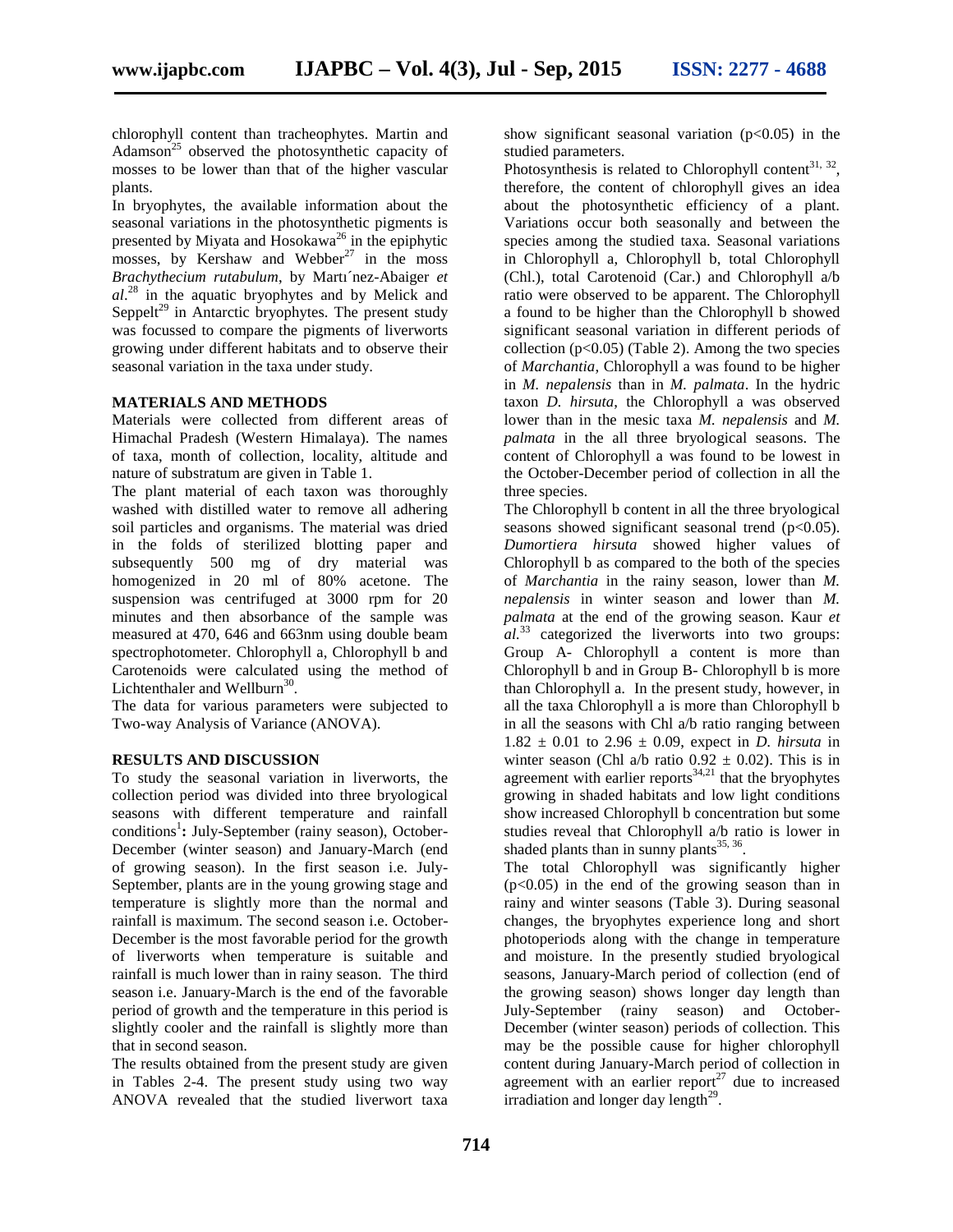chlorophyll content than tracheophytes. Martin and Adamson[25] observed the photosynthetic capacity of mosses to be lower than that of the higher vascular plants.

In bryophytes, the available information about the seasonal variations in the photosynthetic pigments is presented by Miyata and Hosokawa[26] in the epiphytic mosses, by Kershaw and Webber[27] in the moss *Brachythecium rutabulum*, by Martı´nez-Abaiger *et al*.[28] in the aquatic bryophytes and by Melick and Seppelt[29] in Antarctic bryophytes. The present study was focussed to compare the pigments of liverworts growing under different habitats and to observe their seasonal variation in the taxa under study.

## MATERIALS AND METHODS

Materials were collected from different areas of Himachal Pradesh (Western Himalaya). The names of taxa, month of collection, locality, altitude and nature of substratum are given in Table 1.

The plant material of each taxon was thoroughly washed with distilled water to remove all adhering soil particles and organisms. The material was dried in the folds of sterilized blotting paper and subsequently 500 mg of dry material was homogenized in 20 ml of 80% acetone. The suspension was centrifuged at 3000 rpm for 20 minutes and then absorbance of the sample was measured at 470, 646 and 663nm using double beam spectrophotometer. Chlorophyll a, Chlorophyll b and Carotenoids were calculated using the method of Lichtenthaler and Wellburn[30].

The data for various parameters were subjected to Two-way Analysis of Variance (ANOVA).

## RESULTS AND DISCUSSION

To study the seasonal variation in liverworts, the collection period was divided into three bryological seasons with different temperature and rainfall conditions[1]**:** July-September (rainy season), October-December (winter season) and January-March (end of growing season). In the first season i.e. July-September, plants are in the young growing stage and temperature is slightly more than the normal and rainfall is maximum. The second season i.e. October-December is the most favorable period for the growth of liverworts when temperature is suitable and rainfall is much lower than in rainy season. The third season i.e. January-March is the end of the favorable period of growth and the temperature in this period is slightly cooler and the rainfall is slightly more than that in second season.

The results obtained from the present study are given in Tables 2-4. The present study using two way ANOVA revealed that the studied liverwort taxa show significant seasonal variation ($p<0.05$) in the studied parameters.

Photosynthesis is related to Chlorophyll content[31, 32], therefore, the content of chlorophyll gives an idea about the photosynthetic efficiency of a plant. Variations occur both seasonally and between the species among the studied taxa. Seasonal variations in Chlorophyll a, Chlorophyll b, total Chlorophyll (Chl.), total Carotenoid (Car.) and Chlorophyll a/b ratio were observed to be apparent. The Chlorophyll a found to be higher than the Chlorophyll b showed significant seasonal variation in different periods of collection ($p<0.05$) (Table 2). Among the two species of *Marchantia*, Chlorophyll a was found to be higher in *M. nepalensis* than in *M. palmata*. In the hydric taxon *D. hirsuta*, the Chlorophyll a was observed lower than in the mesic taxa *M. nepalensis* and *M. palmata* in the all three bryological seasons. The content of Chlorophyll a was found to be lowest in the October-December period of collection in all the three species.

The Chlorophyll b content in all the three bryological seasons showed significant seasonal trend ($p<0.05$). *Dumortiera hirsuta* showed higher values of Chlorophyll b as compared to the both of the species of *Marchantia* in the rainy season, lower than *M. nepalensis* in winter season and lower than *M. palmata* at the end of the growing season. Kaur *et al.*[33] categorized the liverworts into two groups: Group A- Chlorophyll a content is more than Chlorophyll b and in Group B- Chlorophyll b is more than Chlorophyll a. In the present study, however, in all the taxa Chlorophyll a is more than Chlorophyll b in all the seasons with Chl a/b ratio ranging between $1.82 \pm 0.01$ to $2.96 \pm 0.09$, expect in *D. hirsuta* in winter season (Chl a/b ratio $0.92 \pm 0.02$). This is in agreement with earlier reports[34,21] that the bryophytes growing in shaded habitats and low light conditions show increased Chlorophyll b concentration but some studies reveal that Chlorophyll a/b ratio is lower in shaded plants than in sunny plants[35, 36].

The total Chlorophyll was significantly higher ($p<0.05$) in the end of the growing season than in rainy and winter seasons (Table 3). During seasonal changes, the bryophytes experience long and short photoperiods along with the change in temperature and moisture. In the presently studied bryological seasons, January-March period of collection (end of the growing season) shows longer day length than July-September (rainy season) and October-December (winter season) periods of collection. This may be the possible cause for higher chlorophyll content during January-March period of collection in agreement with an earlier report[27] due to increased irradiation and longer day length[29].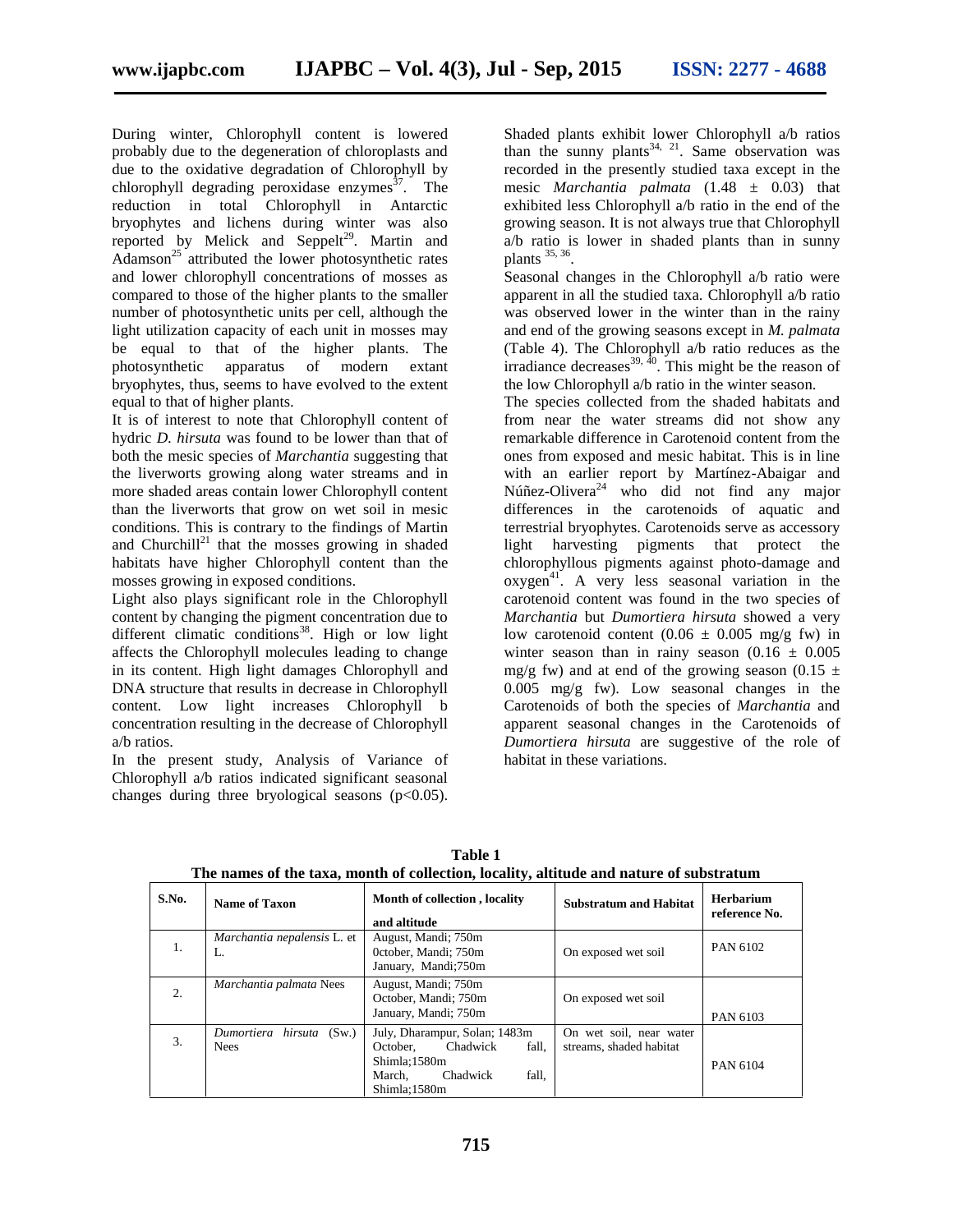During winter, Chlorophyll content is lowered probably due to the degeneration of chloroplasts and due to the oxidative degradation of Chlorophyll by chlorophyll degrading peroxidase enzymes[37]. The reduction in total Chlorophyll in Antarctic bryophytes and lichens during winter was also reported by Melick and Seppelt[29]. Martin and Adamson[25] attributed the lower photosynthetic rates and lower chlorophyll concentrations of mosses as compared to those of the higher plants to the smaller number of photosynthetic units per cell, although the light utilization capacity of each unit in mosses may be equal to that of the higher plants. The photosynthetic apparatus of modern extant bryophytes, thus, seems to have evolved to the extent equal to that of higher plants.

It is of interest to note that Chlorophyll content of hydric *D. hirsuta* was found to be lower than that of both the mesic species of *Marchantia* suggesting that the liverworts growing along water streams and in more shaded areas contain lower Chlorophyll content than the liverworts that grow on wet soil in mesic conditions. This is contrary to the findings of Martin and Churchill[21] that the mosses growing in shaded habitats have higher Chlorophyll content than the mosses growing in exposed conditions.

Light also plays significant role in the Chlorophyll content by changing the pigment concentration due to different climatic conditions[38]. High or low light affects the Chlorophyll molecules leading to change in its content. High light damages Chlorophyll and DNA structure that results in decrease in Chlorophyll content. Low light increases Chlorophyll b concentration resulting in the decrease of Chlorophyll a/b ratios.

In the present study, Analysis of Variance of Chlorophyll a/b ratios indicated significant seasonal changes during three bryological seasons ($p<0.05$). Shaded plants exhibit lower Chlorophyll a/b ratios than the sunny plants[34, 21]. Same observation was recorded in the presently studied taxa except in the mesic *Marchantia palmata* (1.48 ± 0.03) that exhibited less Chlorophyll a/b ratio in the end of the growing season. It is not always true that Chlorophyll a/b ratio is lower in shaded plants than in sunny plants [35, 36].

Seasonal changes in the Chlorophyll a/b ratio were apparent in all the studied taxa. Chlorophyll a/b ratio was observed lower in the winter than in the rainy and end of the growing seasons except in *M. palmata* (Table 4). The Chlorophyll a/b ratio reduces as the irradiance decreases[39, 40]. This might be the reason of the low Chlorophyll a/b ratio in the winter season.

The species collected from the shaded habitats and from near the water streams did not show any remarkable difference in Carotenoid content from the ones from exposed and mesic habitat. This is in line with an earlier report by Martínez-Abaigar and Núñez-Olivera[24] who did not find any major differences in the carotenoids of aquatic and terrestrial bryophytes. Carotenoids serve as accessory light harvesting pigments that protect the chlorophyllous pigments against photo-damage and oxygen[41]. A very less seasonal variation in the carotenoid content was found in the two species of *Marchantia* but *Dumortiera hirsuta* showed a very low carotenoid content (0.06 ± 0.005 mg/g fw) in winter season than in rainy season (0.16 ± 0.005 mg/g fw) and at end of the growing season (0.15 ± 0.005 mg/g fw). Low seasonal changes in the Carotenoids of both the species of *Marchantia* and apparent seasonal changes in the Carotenoids of *Dumortiera hirsuta* are suggestive of the role of habitat in these variations.

**Table 1**
**The names of the taxa, month of collection, locality, altitude and nature of substratum**

| S.No. | Name of Taxon | Month of collection , locality and altitude | Substratum and Habitat | Herbarium reference No. |
|---|---|---|---|---|
| 1. | *Marchantia nepalensis* L. et L. | August, Mandi; 750m<br>0ctober, Mandi; 750m<br>January, Mandi;750m | On exposed wet soil | PAN 6102 |
| 2. | *Marchantia palmata* Nees | August, Mandi; 750m<br>October, Mandi; 750m<br>January, Mandi; 750m | On exposed wet soil | PAN 6103 |
| 3. | *Dumortiera hirsuta* (Sw.) Nees | July, Dharampur, Solan; 1483m<br>October, Chadwick fall, Shimla;1580m<br>March, Chadwick fall, Shimla;1580m | On wet soil, near water streams, shaded habitat | PAN 6104 |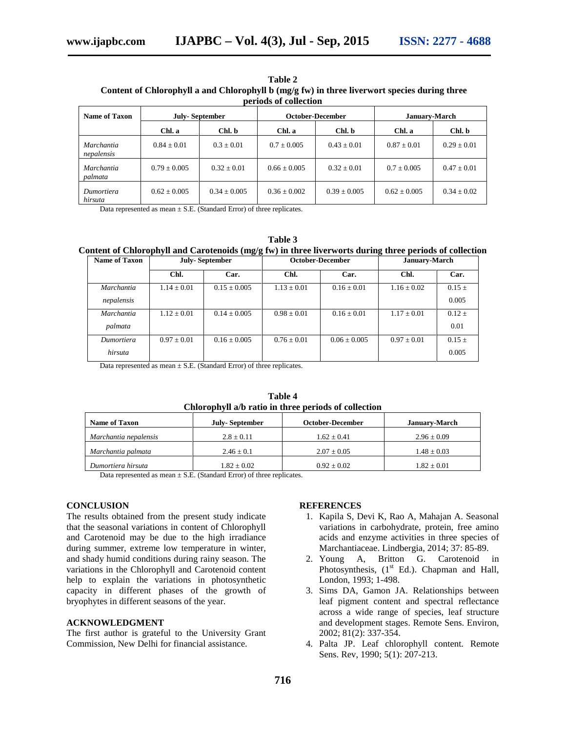**Table 2**
**Content of Chlorophyll a and Chlorophyll b (mg/g fw) in three liverwort species during three periods of collection**

| Name of Taxon | July- September | | October-December | | January-March | |
|---|---|---|---|---|---|---|
| | Chl. a | Chl. b | Chl. a | Chl. b | Chl. a | Chl. b |
| *Marchantia nepalensis* | 0.84 ± 0.01 | 0.3 ± 0.01 | 0.7 ± 0.005 | 0.43 ± 0.01 | 0.87 ± 0.01 | 0.29 ± 0.01 |
| *Marchantia palmata* | 0.79 ± 0.005 | 0.32 ± 0.01 | 0.66 ± 0.005 | 0.32 ± 0.01 | 0.7 ± 0.005 | 0.47 ± 0.01 |
| *Dumortiera hirsuta* | 0.62 ± 0.005 | 0.34 ± 0.005 | 0.36 ± 0.002 | 0.39 ± 0.005 | 0.62 ± 0.005 | 0.34 ± 0.02 |

Data represented as mean ± S.E. (Standard Error) of three replicates.

**Table 3**
**Content of Chlorophyll and Carotenoids (mg/g fw) in three liverworts during three periods of collection**

| Name of Taxon | July- September | | October-December | | January-March | |
|---|---|---|---|---|---|---|
| | Chl. | Car. | Chl. | Car. | Chl. | Car. |
| *Marchantia nepalensis* | 1.14 ± 0.01 | 0.15 ± 0.005 | 1.13 ± 0.01 | 0.16 ± 0.01 | 1.16 ± 0.02 | 0.15 ± 0.005 |
| *Marchantia palmata* | 1.12 ± 0.01 | 0.14 ± 0.005 | 0.98 ± 0.01 | 0.16 ± 0.01 | 1.17 ± 0.01 | 0.12 ± 0.01 |
| *Dumortiera hirsuta* | 0.97 ± 0.01 | 0.16 ± 0.005 | 0.76 ± 0.01 | 0.06 ± 0.005 | 0.97 ± 0.01 | 0.15 ± 0.005 |

Data represented as mean ± S.E. (Standard Error) of three replicates.

**Table 4**
**Chlorophyll a/b ratio in three periods of collection**

| Name of Taxon | July- September | October-December | January-March |
|---|---|---|---|
| *Marchantia nepalensis* | 2.8 ± 0.11 | 1.62 ± 0.41 | 2.96 ± 0.09 |
| *Marchantia palmata* | 2.46 ± 0.1 | 2.07 ± 0.05 | 1.48 ± 0.03 |
| *Dumortiera hirsuta* | 1.82 ± 0.02 | 0.92 ± 0.02 | 1.82 ± 0.01 |

Data represented as mean ± S.E. (Standard Error) of three replicates.

## CONCLUSION

The results obtained from the present study indicate that the seasonal variations in content of Chlorophyll and Carotenoid may be due to the high irradiance during summer, extreme low temperature in winter, and shady humid conditions during rainy season. The variations in the Chlorophyll and Carotenoid content help to explain the variations in photosynthetic capacity in different phases of the growth of bryophytes in different seasons of the year.

## ACKNOWLEDGMENT

The first author is grateful to the University Grant Commission, New Delhi for financial assistance.

## REFERENCES

1. Kapila S, Devi K, Rao A, Mahajan A. Seasonal variations in carbohydrate, protein, free amino acids and enzyme activities in three species of Marchantiaceae. Lindbergia, 2014; 37: 85-89.
2. Young A, Britton G. Carotenoid in Photosynthesis, (1st Ed.). Chapman and Hall, London, 1993; 1-498.
3. Sims DA, Gamon JA. Relationships between leaf pigment content and spectral reflectance across a wide range of species, leaf structure and development stages. Remote Sens. Environ, 2002; 81(2): 337-354.
4. Palta JP. Leaf chlorophyll content. Remote Sens. Rev, 1990; 5(1): 207-213.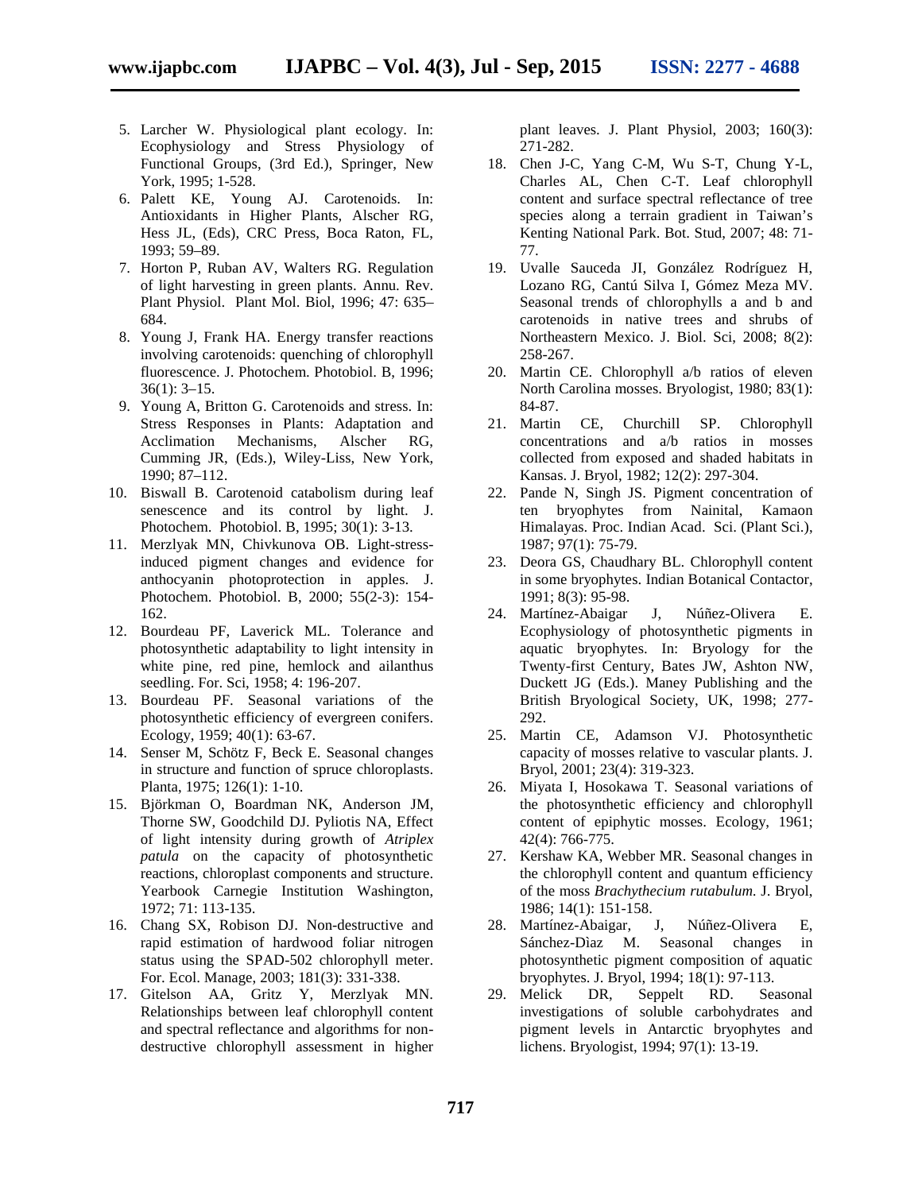5. Larcher W. Physiological plant ecology. In: Ecophysiology and Stress Physiology of Functional Groups, (3rd Ed.), Springer, New York, 1995; 1-528.
6. Palett KE, Young AJ. Carotenoids. In: Antioxidants in Higher Plants, Alscher RG, Hess JL, (Eds), CRC Press, Boca Raton, FL, 1993; 59–89.
7. Horton P, Ruban AV, Walters RG. Regulation of light harvesting in green plants. Annu. Rev. Plant Physiol. Plant Mol. Biol, 1996; 47: 635–684.
8. Young J, Frank HA. Energy transfer reactions involving carotenoids: quenching of chlorophyll fluorescence. J. Photochem. Photobiol. B, 1996; 36(1): 3–15.
9. Young A, Britton G. Carotenoids and stress. In: Stress Responses in Plants: Adaptation and Acclimation Mechanisms, Alscher RG, Cumming JR, (Eds.), Wiley-Liss, New York, 1990; 87–112.
10. Biswall B. Carotenoid catabolism during leaf senescence and its control by light. J. Photochem. Photobiol. B, 1995; 30(1): 3-13.
11. Merzlyak MN, Chivkunova OB. Light-stress-induced pigment changes and evidence for anthocyanin photoprotection in apples. J. Photochem. Photobiol. B, 2000; 55(2-3): 154-162.
12. Bourdeau PF, Laverick ML. Tolerance and photosynthetic adaptability to light intensity in white pine, red pine, hemlock and ailanthus seedling. For. Sci, 1958; 4: 196-207.
13. Bourdeau PF. Seasonal variations of the photosynthetic efficiency of evergreen conifers. Ecology, 1959; 40(1): 63-67.
14. Senser M, Schötz F, Beck E. Seasonal changes in structure and function of spruce chloroplasts. Planta, 1975; 126(1): 1-10.
15. Björkman O, Boardman NK, Anderson JM, Thorne SW, Goodchild DJ. Pyliotis NA, Effect of light intensity during growth of *Atriplex patula* on the capacity of photosynthetic reactions, chloroplast components and structure. Yearbook Carnegie Institution Washington, 1972; 71: 113-135.
16. Chang SX, Robison DJ. Non-destructive and rapid estimation of hardwood foliar nitrogen status using the SPAD-502 chlorophyll meter. For. Ecol. Manage, 2003; 181(3): 331-338.
17. Gitelson AA, Gritz Y, Merzlyak MN. Relationships between leaf chlorophyll content and spectral reflectance and algorithms for non-destructive chlorophyll assessment in higher plant leaves. J. Plant Physiol, 2003; 160(3): 271-282.
18. Chen J-C, Yang C-M, Wu S-T, Chung Y-L, Charles AL, Chen C-T. Leaf chlorophyll content and surface spectral reflectance of tree species along a terrain gradient in Taiwan's Kenting National Park. Bot. Stud, 2007; 48: 71-77.
19. Uvalle Sauceda JI, González Rodríguez H, Lozano RG, Cantú Silva I, Gómez Meza MV. Seasonal trends of chlorophylls a and b and carotenoids in native trees and shrubs of Northeastern Mexico. J. Biol. Sci, 2008; 8(2): 258-267.
20. Martin CE. Chlorophyll a/b ratios of eleven North Carolina mosses. Bryologist, 1980; 83(1): 84-87.
21. Martin CE, Churchill SP. Chlorophyll concentrations and a/b ratios in mosses collected from exposed and shaded habitats in Kansas. J. Bryol, 1982; 12(2): 297-304.
22. Pande N, Singh JS. Pigment concentration of ten bryophytes from Nainital, Kamaon Himalayas. Proc. Indian Acad. Sci. (Plant Sci.), 1987; 97(1): 75-79.
23. Deora GS, Chaudhary BL. Chlorophyll content in some bryophytes. Indian Botanical Contactor, 1991; 8(3): 95-98.
24. Martínez-Abaigar J, Núñez-Olivera E. Ecophysiology of photosynthetic pigments in aquatic bryophytes. In: Bryology for the Twenty-first Century, Bates JW, Ashton NW, Duckett JG (Eds.). Maney Publishing and the British Bryological Society, UK, 1998; 277-292.
25. Martin CE, Adamson VJ. Photosynthetic capacity of mosses relative to vascular plants. J. Bryol, 2001; 23(4): 319-323.
26. Miyata I, Hosokawa T. Seasonal variations of the photosynthetic efficiency and chlorophyll content of epiphytic mosses. Ecology, 1961; 42(4): 766-775.
27. Kershaw KA, Webber MR. Seasonal changes in the chlorophyll content and quantum efficiency of the moss *Brachythecium rutabulum.* J. Bryol, 1986; 14(1): 151-158.
28. Martínez-Abaigar, J, Núñez-Olivera E, Sánchez-Dìaz M. Seasonal changes in photosynthetic pigment composition of aquatic bryophytes. J. Bryol, 1994; 18(1): 97-113.
29. Melick DR, Seppelt RD. Seasonal investigations of soluble carbohydrates and pigment levels in Antarctic bryophytes and lichens. Bryologist, 1994; 97(1): 13-19.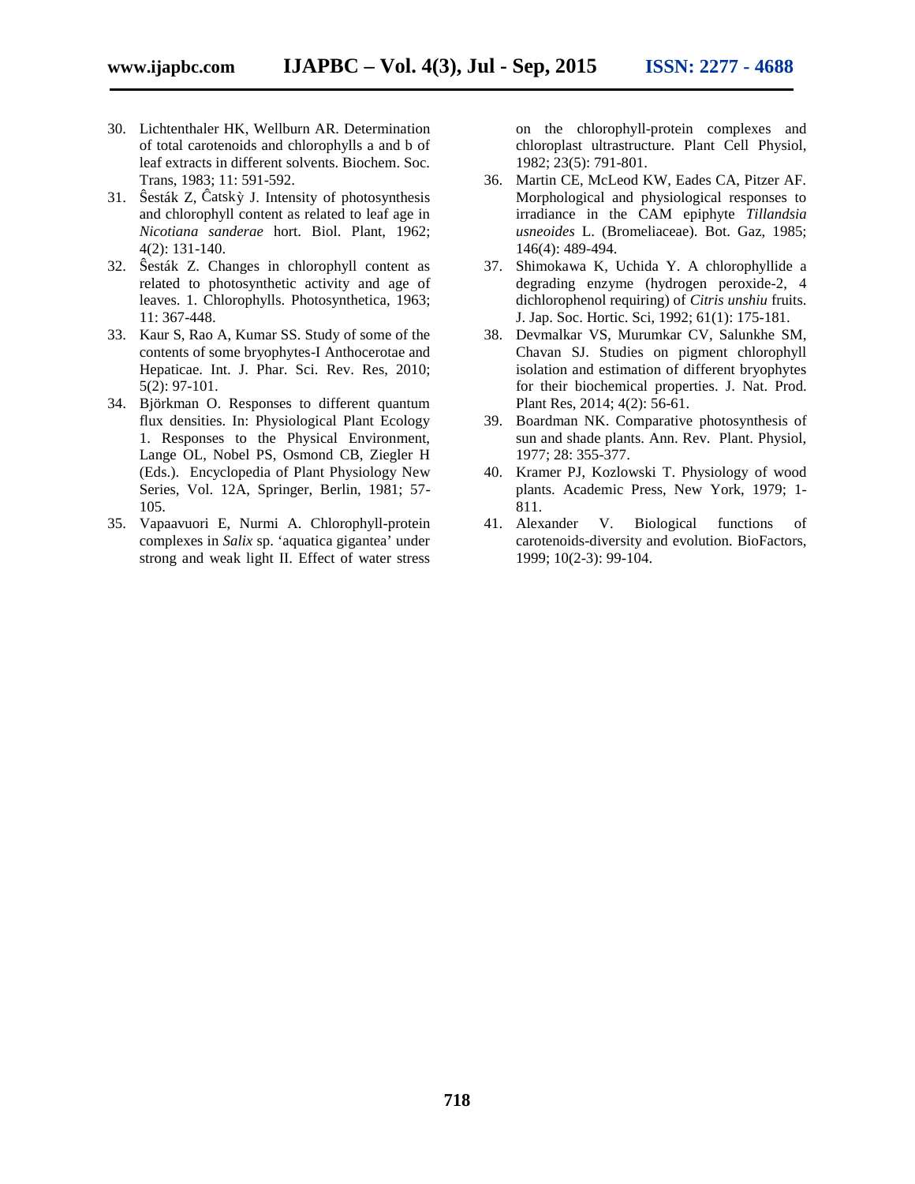30. Lichtenthaler HK, Wellburn AR. Determination of total carotenoids and chlorophylls a and b of leaf extracts in different solvents. Biochem. Soc. Trans, 1983; 11: 591-592.
31. Ŝesták Z, Ĉatskŷ J. Intensity of photosynthesis and chlorophyll content as related to leaf age in *Nicotiana sanderae* hort. Biol. Plant, 1962; 4(2): 131-140.
32. Ŝesták Z. Changes in chlorophyll content as related to photosynthetic activity and age of leaves. 1. Chlorophylls. Photosynthetica, 1963; 11: 367-448.
33. Kaur S, Rao A, Kumar SS. Study of some of the contents of some bryophytes-I Anthocerotae and Hepaticae. Int. J. Phar. Sci. Rev. Res, 2010; 5(2): 97-101.
34. Björkman O. Responses to different quantum flux densities. In: Physiological Plant Ecology 1. Responses to the Physical Environment, Lange OL, Nobel PS, Osmond CB, Ziegler H (Eds.). Encyclopedia of Plant Physiology New Series, Vol. 12A, Springer, Berlin, 1981; 57-105.
35. Vapaavuori E, Nurmi A. Chlorophyll-protein complexes in *Salix* sp. 'aquatica gigantea' under strong and weak light II. Effect of water stress on the chlorophyll-protein complexes and chloroplast ultrastructure. Plant Cell Physiol, 1982; 23(5): 791-801.
36. Martin CE, McLeod KW, Eades CA, Pitzer AF. Morphological and physiological responses to irradiance in the CAM epiphyte *Tillandsia usneoides* L. (Bromeliaceae). Bot. Gaz, 1985; 146(4): 489-494.
37. Shimokawa K, Uchida Y. A chlorophyllide a degrading enzyme (hydrogen peroxide-2, 4 dichlorophenol requiring) of *Citris unshiu* fruits. J. Jap. Soc. Hortic. Sci, 1992; 61(1): 175-181.
38. Devmalkar VS, Murumkar CV, Salunkhe SM, Chavan SJ. Studies on pigment chlorophyll isolation and estimation of different bryophytes for their biochemical properties. J. Nat. Prod. Plant Res, 2014; 4(2): 56-61.
39. Boardman NK. Comparative photosynthesis of sun and shade plants. Ann. Rev. Plant. Physiol, 1977; 28: 355-377.
40. Kramer PJ, Kozlowski T. Physiology of wood plants. Academic Press, New York, 1979; 1-811.
41. Alexander V. Biological functions of carotenoids-diversity and evolution. BioFactors, 1999; 10(2-3): 99-104.